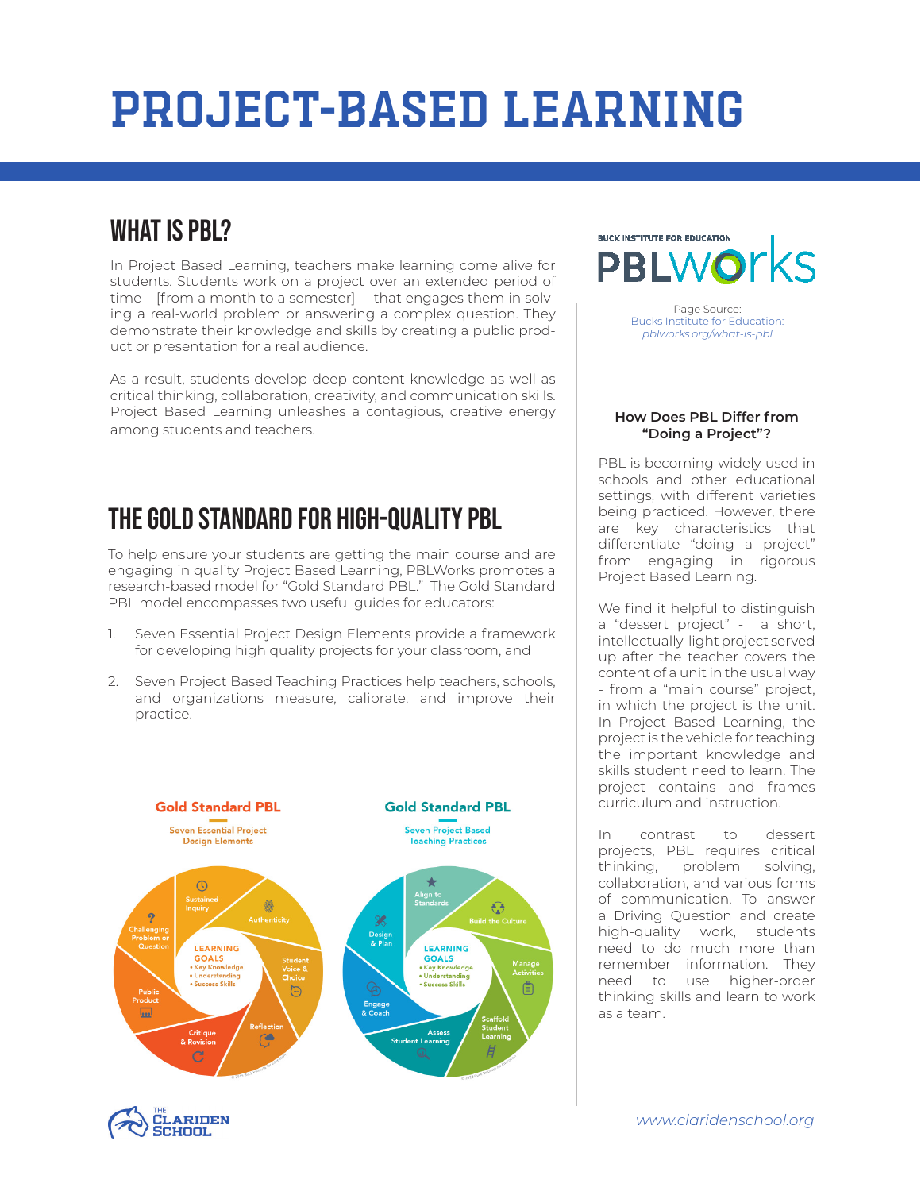# PROJECT-BASED LEARNING

## WHAT IS PBL?

In Project Based Learning, teachers make learning come alive for students. Students work on a project over an extended period of time – [from a month to a semester] – that engages them in solving a real-world problem or answering a complex question. They demonstrate their knowledge and skills by creating a public product or presentation for a real audience.

As a result, students develop deep content knowledge as well as critical thinking, collaboration, creativity, and communication skills. Project Based Learning unleashes a contagious, creative energy among students and teachers.

## THE GOLD STANDARD FOR HIGH-QUALITY PBL

To help ensure your students are getting the main course and are engaging in quality Project Based Learning, PBLWorks promotes a research-based model for "Gold Standard PBL." The Gold Standard PBL model encompasses two useful guides for educators:

1. Seven Essential Project Design Elements provide a framework for developing high quality projects for your classroom, and
2. Seven Project Based Teaching Practices help teachers, schools, and organizations measure, calibrate, and improve their practice.

**Gold Standard PBL**

Seven Essential Project Design Elements

- Challenging Problem or Question
- Sustained Inquiry
- Authenticity
- Student Voice & Choice
- Reflection
- Critique & Revision
- Public Product

LEARNING GOALS
- Key Knowledge
- Understanding
- Success Skills

**Gold Standard PBL**

Seven Project Based Teaching Practices

- Design & Plan
- Align to Standards
- Build the Culture
- Manage Activities
- Scaffold Student Learning
- Assess Student Learning
- Engage & Coach

LEARNING GOALS
- Key Knowledge
- Understanding
- Success Skills

BUCK INSTITUTE FOR EDUCATION PBLWorks

Page Source:
Bucks Institute for Education:
*pblworks.org/what-is-pbl*

### How Does PBL Differ from "Doing a Project"?

PBL is becoming widely used in schools and other educational settings, with different varieties being practiced. However, there are key characteristics that differentiate "doing a project" from engaging in rigorous Project Based Learning.

We find it helpful to distinguish a "dessert project" - a short, intellectually-light project served up after the teacher covers the content of a unit in the usual way - from a "main course" project, in which the project is the unit. In Project Based Learning, the project is the vehicle for teaching the important knowledge and skills student need to learn. The project contains and frames curriculum and instruction.

In contrast to dessert projects, PBL requires critical thinking, problem solving, collaboration, and various forms of communication. To answer a Driving Question and create high-quality work, students need to do much more than remember information. They need to use higher-order thinking skills and learn to work as a team.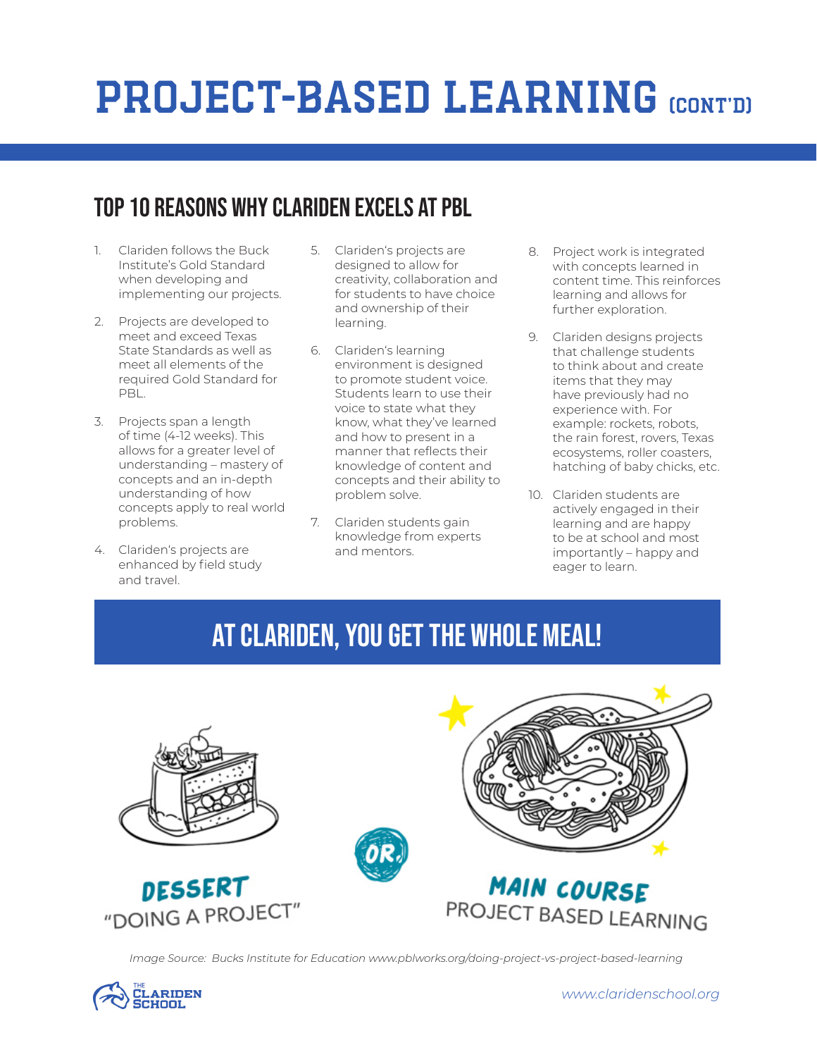# PROJECT-BASED LEARNING (CONT'D)

## TOP 10 REASONS WHY CLARIDEN EXCELS AT PBL

1. Clariden follows the Buck Institute's Gold Standard when developing and implementing our projects.
2. Projects are developed to meet and exceed Texas State Standards as well as meet all elements of the required Gold Standard for PBL.
3. Projects span a length of time (4-12 weeks). This allows for a greater level of understanding – mastery of concepts and an in-depth understanding of how concepts apply to real world problems.
4. Clariden's projects are enhanced by field study and travel.
5. Clariden's projects are designed to allow for creativity, collaboration and for students to have choice and ownership of their learning.
6. Clariden's learning environment is designed to promote student voice. Students learn to use their voice to state what they know, what they've learned and how to present in a manner that reflects their knowledge of content and concepts and their ability to problem solve.
7. Clariden students gain knowledge from experts and mentors.
8. Project work is integrated with concepts learned in content time. This reinforces learning and allows for further exploration.
9. Clariden designs projects that challenge students to think about and create items that they may have previously had no experience with. For example: rockets, robots, the rain forest, rovers, Texas ecosystems, roller coasters, hatching of baby chicks, etc.
10. Clariden students are actively engaged in their learning and are happy to be at school and most importantly – happy and eager to learn.

## AT CLARIDEN, YOU GET THE WHOLE MEAL!

**DESSERT**
"DOING A PROJECT"

OR

**MAIN COURSE**
PROJECT BASED LEARNING

*Image Source: Bucks Institute for Education www.pblworks.org/doing-project-vs-project-based-learning*

THE CLARIDEN SCHOOL

www.claridenschool.org